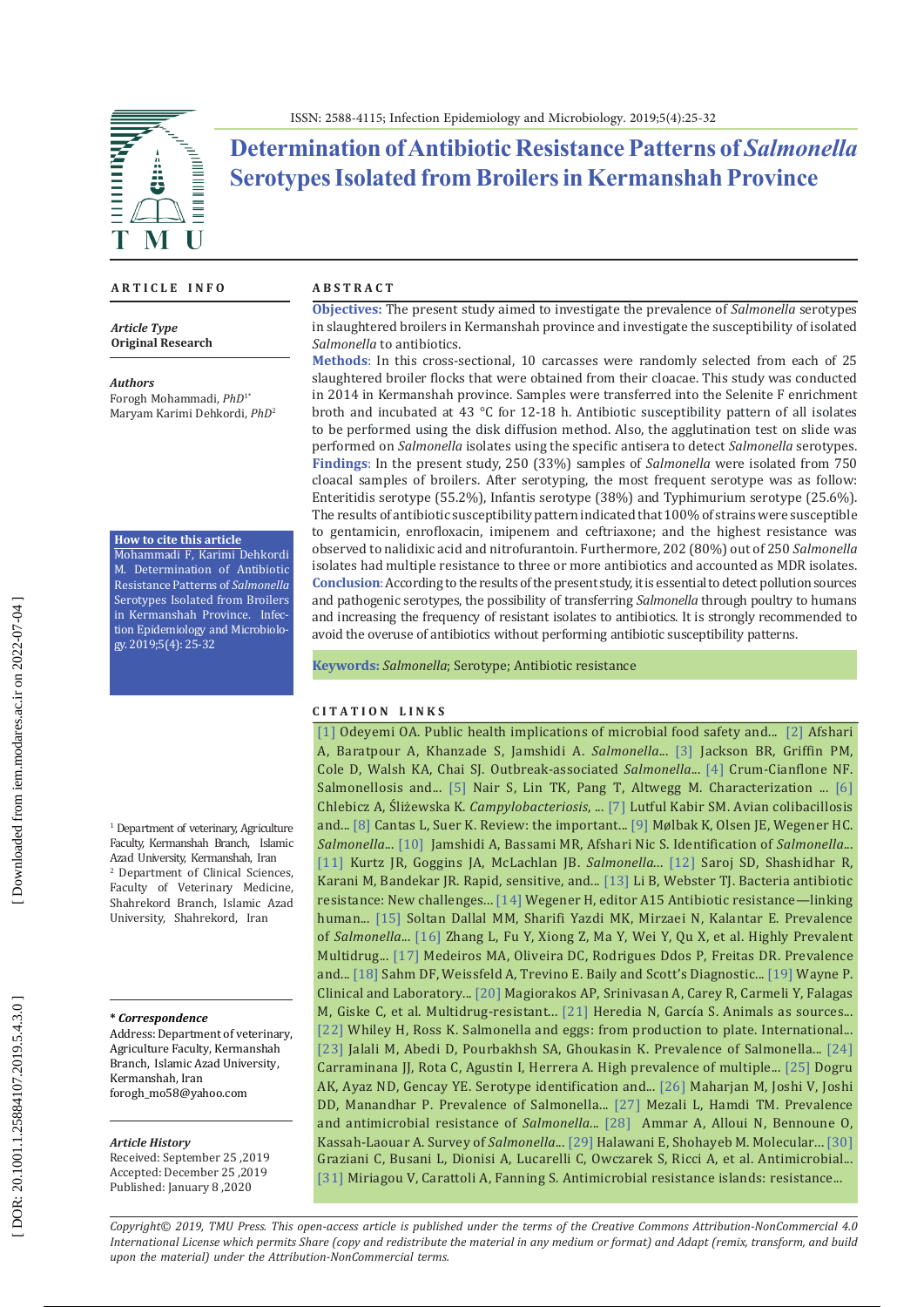# Determination of Antibiotic Resistance Patterns of *Salmonella* Serotypes Isolated from Broilers in Kermanshah Province

## ARTICLE INFO

***Article Type***
**Original Research**

***Authors***
Forogh Mohammadi, *PhD*[1*]
Maryam Karimi Dehkordi, *PhD*[2]

**How to cite this article**
Mohammadi F, Karimi Dehkordi M. Determination of Antibiotic Resistance Patterns of *Salmonella* Serotypes Isolated from Broilers in Kermanshah Province. Infection Epidemiology and Microbiology. 2019;5(4): 25-32

[1] Department of veterinary, Agriculture Faculty, Kermanshah Branch, Islamic Azad University, Kermanshah, Iran
[2] Department of Clinical Sciences, Faculty of Veterinary Medicine, Shahrekord Branch, Islamic Azad University, Shahrekord, Iran

***\* Correspondence***
Address: Department of veterinary, Agriculture Faculty, Kermanshah Branch, Islamic Azad University, Kermanshah, Iran
forogh_mo58@yahoo.com

***Article History***
Received: September 25 ,2019
Accepted: December 25 ,2019
Published: January 8 ,2020

## ABSTRACT

**Objectives:** The present study aimed to investigate the prevalence of *Salmonella* serotypes in slaughtered broilers in Kermanshah province and investigate the susceptibility of isolated *Salmonella* to antibiotics.

**Methods**: In this cross-sectional, 10 carcasses were randomly selected from each of 25 slaughtered broiler flocks that were obtained from their cloacae. This study was conducted in 2014 in Kermanshah province. Samples were transferred into the Selenite F enrichment broth and incubated at 43 °C for 12-18 h. Antibiotic susceptibility pattern of all isolates to be performed using the disk diffusion method. Also, the agglutination test on slide was performed on *Salmonella* isolates using the specific antisera to detect *Salmonella* serotypes.

**Findings**: In the present study, 250 (33%) samples of *Salmonella* were isolated from 750 cloacal samples of broilers. After serotyping, the most frequent serotype was as follow: Enteritidis serotype (55.2%), Infantis serotype (38%) and Typhimurium serotype (25.6%). The results of antibiotic susceptibility pattern indicated that 100% of strains were susceptible to gentamicin, enrofloxacin, imipenem and ceftriaxone; and the highest resistance was observed to nalidixic acid and nitrofurantoin. Furthermore, 202 (80%) out of 250 *Salmonella* isolates had multiple resistance to three or more antibiotics and accounted as MDR isolates.

**Conclusion**: According to the results of the present study, it is essential to detect pollution sources and pathogenic serotypes, the possibility of transferring *Salmonella* through poultry to humans and increasing the frequency of resistant isolates to antibiotics. It is strongly recommended to avoid the overuse of antibiotics without performing antibiotic susceptibility patterns.

**Keywords:** *Salmonella*; Serotype; Antibiotic resistance

## CITATION LINKS

[1] Odeyemi OA. Public health implications of microbial food safety and... [2] Afshari A, Baratpour A, Khanzade S, Jamshidi A. *Salmonella*... [3] Jackson BR, Griffin PM, Cole D, Walsh KA, Chai SJ. Outbreak-associated *Salmonella*... [4] Crum-Cianflone NF. Salmonellosis and... [5] Nair S, Lin TK, Pang T, Altwegg M. Characterization ... [6] Chlebicz A, Śliżewska K. *Campylobacteriosis*, ... [7] Lutful Kabir SM. Avian colibacillosis and... [8] Cantas L, Suer K. Review: the important... [9] Mølbak K, Olsen JE, Wegener HC. *Salmonella*... [10] Jamshidi A, Bassami MR, Afshari Nic S. Identification of *Salmonella*... [11] Kurtz JR, Goggins JA, McLachlan JB. *Salmonella*... [12] Saroj SD, Shashidhar R, Karani M, Bandekar JR. Rapid, sensitive, and... [13] Li B, Webster TJ. Bacteria antibiotic resistance: New challenges... [14] Wegener H, editor A15 Antibiotic resistance—linking human... [15] Soltan Dallal MM, Sharifi Yazdi MK, Mirzaei N, Kalantar E. Prevalence of *Salmonella*... [16] Zhang L, Fu Y, Xiong Z, Ma Y, Wei Y, Qu X, et al. Highly Prevalent Multidrug... [17] Medeiros MA, Oliveira DC, Rodrigues Ddos P, Freitas DR. Prevalence and... [18] Sahm DF, Weissfeld A, Trevino E. Baily and Scott's Diagnostic... [19] Wayne P. Clinical and Laboratory... [20] Magiorakos AP, Srinivasan A, Carey R, Carmeli Y, Falagas M, Giske C, et al. Multidrug-resistant... [21] Heredia N, García S. Animals as sources... [22] Whiley H, Ross K. Salmonella and eggs: from production to plate. International... [23] Jalali M, Abedi D, Pourbakhsh SA, Ghoukasin K. Prevalence of Salmonella... [24] Carraminana JJ, Rota C, Agustin I, Herrera A. High prevalence of multiple... [25] Dogru AK, Ayaz ND, Gencay YE. Serotype identification and... [26] Maharjan M, Joshi V, Joshi DD, Manandhar P. Prevalence of Salmonella... [27] Mezali L, Hamdi TM. Prevalence and antimicrobial resistance of *Salmonella*... [28] Ammar A, Alloui N, Bennoune O, Kassah-Laouar A. Survey of *Salmonella*... [29] Halawani E, Shohayeb M. Molecular... [30] Graziani C, Busani L, Dionisi A, Lucarelli C, Owczarek S, Ricci A, et al. Antimicrobial... [31] Miriagou V, Carattoli A, Fanning S. Antimicrobial resistance islands: resistance...

*Copyright© 2019, TMU Press. This open-access article is published under the terms of the Creative Commons Attribution-NonCommercial 4.0 International License which permits Share (copy and redistribute the material in any medium or format) and Adapt (remix, transform, and build upon the material) under the Attribution-NonCommercial terms.*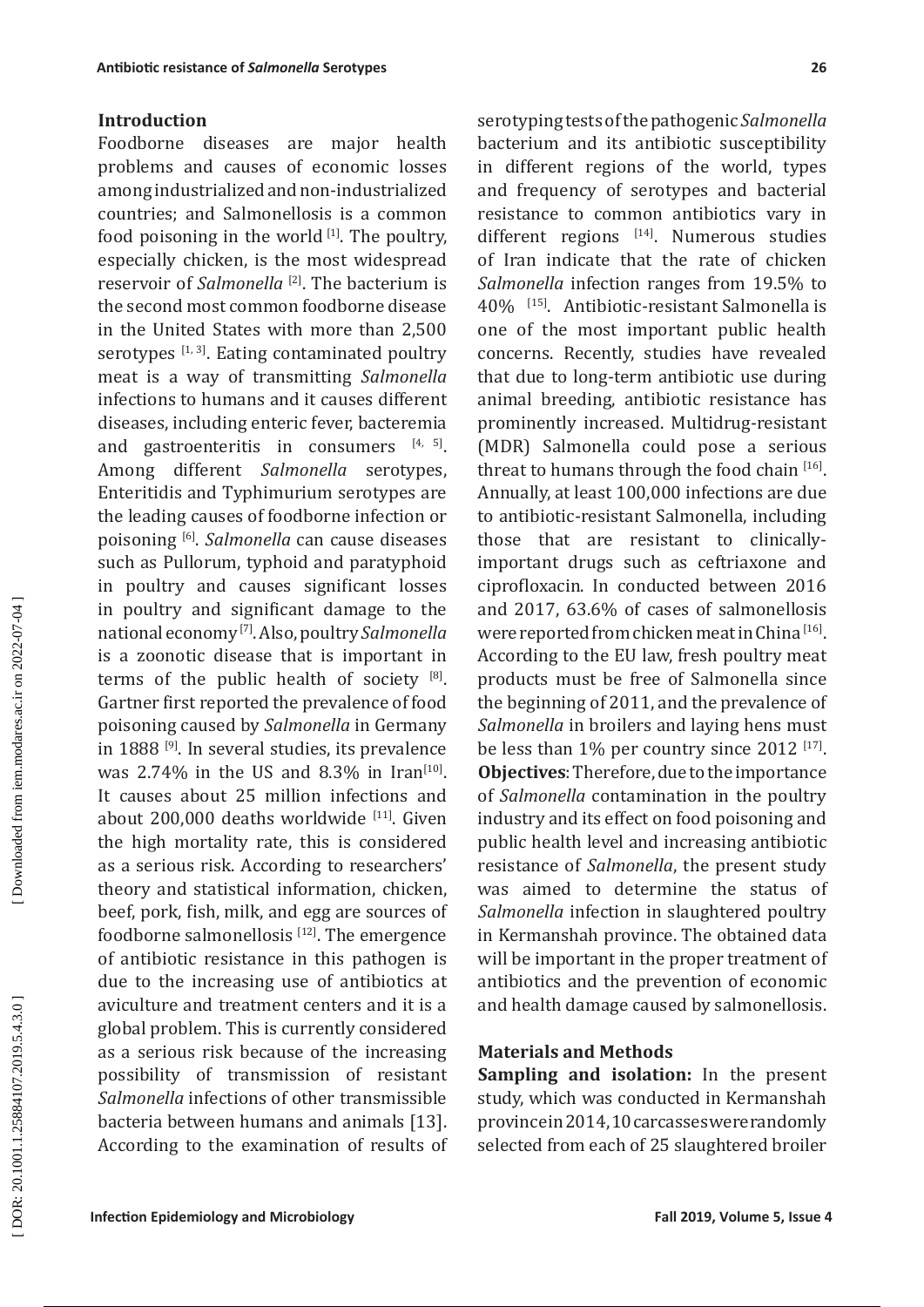## Introduction

Foodborne diseases are major health problems and causes of economic losses among industrialized and non-industrialized countries; and Salmonellosis is a common food poisoning in the world [1]. The poultry, especially chicken, is the most widespread reservoir of *Salmonella* [2]. The bacterium is the second most common foodborne disease in the United States with more than 2,500 serotypes [1, 3]. Eating contaminated poultry meat is a way of transmitting *Salmonella* infections to humans and it causes different diseases, including enteric fever, bacteremia and gastroenteritis in consumers [4, 5]. Among different *Salmonella* serotypes, Enteritidis and Typhimurium serotypes are the leading causes of foodborne infection or poisoning [6]. *Salmonella* can cause diseases such as Pullorum, typhoid and paratyphoid in poultry and causes significant losses in poultry and significant damage to the national economy [7]. Also, poultry *Salmonella* is a zoonotic disease that is important in terms of the public health of society [8]. Gartner first reported the prevalence of food poisoning caused by *Salmonella* in Germany in 1888 [9]. In several studies, its prevalence was 2.74% in the US and 8.3% in Iran[10]. It causes about 25 million infections and about 200,000 deaths worldwide [11]. Given the high mortality rate, this is considered as a serious risk. According to researchers' theory and statistical information, chicken, beef, pork, fish, milk, and egg are sources of foodborne salmonellosis [12]. The emergence of antibiotic resistance in this pathogen is due to the increasing use of antibiotics at aviculture and treatment centers and it is a global problem. This is currently considered as a serious risk because of the increasing possibility of transmission of resistant *Salmonella* infections of other transmissible bacteria between humans and animals [13]. According to the examination of results of serotyping tests of the pathogenic *Salmonella* bacterium and its antibiotic susceptibility in different regions of the world, types and frequency of serotypes and bacterial resistance to common antibiotics vary in different regions [14]. Numerous studies of Iran indicate that the rate of chicken *Salmonella* infection ranges from 19.5% to 40% [15]. Antibiotic-resistant Salmonella is one of the most important public health concerns. Recently, studies have revealed that due to long-term antibiotic use during animal breeding, antibiotic resistance has prominently increased. Multidrug-resistant (MDR) Salmonella could pose a serious threat to humans through the food chain [16]. Annually, at least 100,000 infections are due to antibiotic-resistant Salmonella, including those that are resistant to clinically-important drugs such as ceftriaxone and ciprofloxacin. In conducted between 2016 and 2017, 63.6% of cases of salmonellosis were reported from chicken meat in China [16]. According to the EU law, fresh poultry meat products must be free of Salmonella since the beginning of 2011, and the prevalence of *Salmonella* in broilers and laying hens must be less than 1% per country since 2012 [17].

**Objectives**: Therefore, due to the importance of *Salmonella* contamination in the poultry industry and its effect on food poisoning and public health level and increasing antibiotic resistance of *Salmonella*, the present study was aimed to determine the status of *Salmonella* infection in slaughtered poultry in Kermanshah province. The obtained data will be important in the proper treatment of antibiotics and the prevention of economic and health damage caused by salmonellosis.

## Materials and Methods

**Sampling and isolation:** In the present study, which was conducted in Kermanshah province in 2014, 10 carcasses were randomly selected from each of 25 slaughtered broiler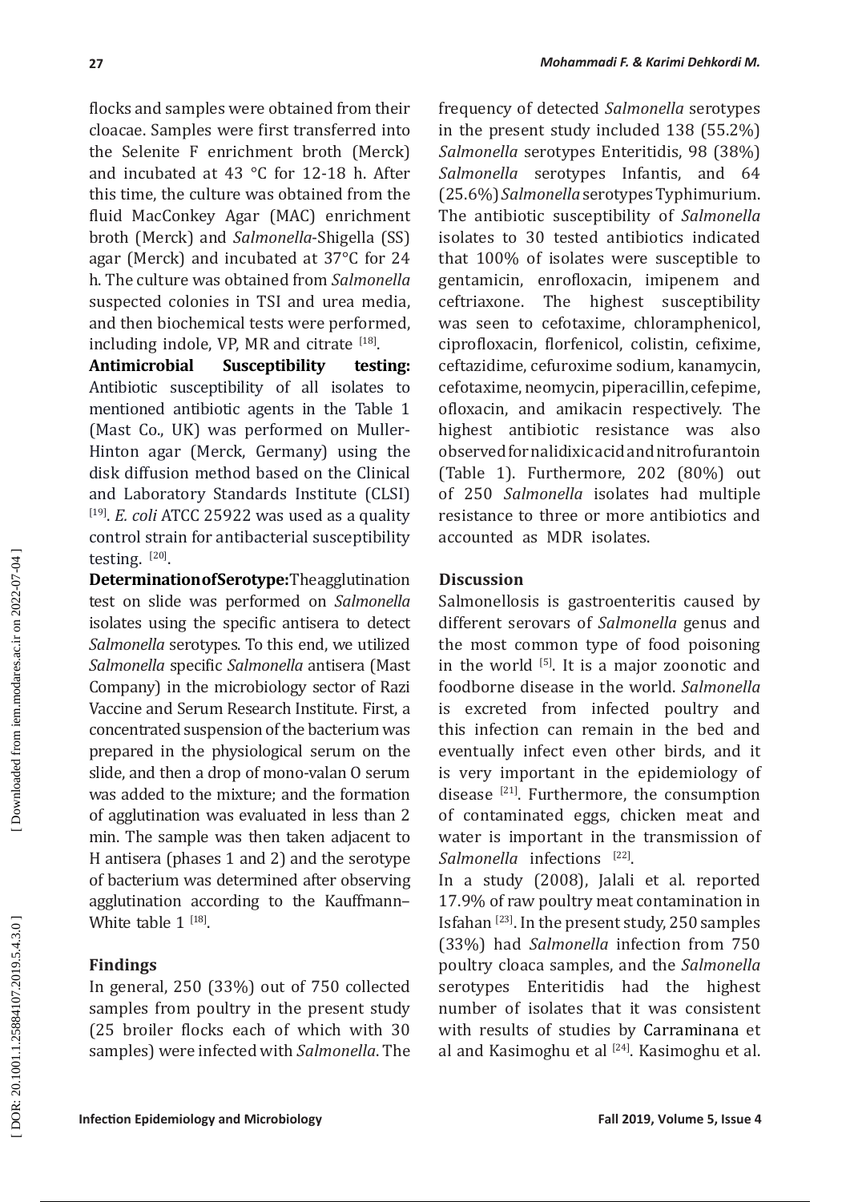flocks and samples were obtained from their cloacae. Samples were first transferred into the Selenite F enrichment broth (Merck) and incubated at 43 °C for 12-18 h. After this time, the culture was obtained from the fluid MacConkey Agar (MAC) enrichment broth (Merck) and *Salmonella*-Shigella (SS) agar (Merck) and incubated at 37°C for 24 h. The culture was obtained from *Salmonella* suspected colonies in TSI and urea media, and then biochemical tests were performed, including indole, VP, MR and citrate [18].

**Antimicrobial Susceptibility testing:** Antibiotic susceptibility of all isolates to mentioned antibiotic agents in the Table 1 (Mast Co., UK) was performed on Muller-Hinton agar (Merck, Germany) using the disk diffusion method based on the Clinical and Laboratory Standards Institute (CLSI) [19]. *E. coli* ATCC 25922 was used as a quality control strain for antibacterial susceptibility testing. [20].

**Determination of Serotype:** The agglutination test on slide was performed on *Salmonella* isolates using the specific antisera to detect *Salmonella* serotypes. To this end, we utilized *Salmonella* specific *Salmonella* antisera (Mast Company) in the microbiology sector of Razi Vaccine and Serum Research Institute. First, a concentrated suspension of the bacterium was prepared in the physiological serum on the slide, and then a drop of mono-valan O serum was added to the mixture; and the formation of agglutination was evaluated in less than 2 min. The sample was then taken adjacent to H antisera (phases 1 and 2) and the serotype of bacterium was determined after observing agglutination according to the Kauffmann–White table 1 [18].

## Findings

In general, 250 (33%) out of 750 collected samples from poultry in the present study (25 broiler flocks each of which with 30 samples) were infected with *Salmonella*. The frequency of detected *Salmonella* serotypes in the present study included 138 (55.2%) *Salmonella* serotypes Enteritidis, 98 (38%) *Salmonella* serotypes Infantis, and 64 (25.6%) *Salmonella* serotypes Typhimurium. The antibiotic susceptibility of *Salmonella* isolates to 30 tested antibiotics indicated that 100% of isolates were susceptible to gentamicin, enrofloxacin, imipenem and ceftriaxone. The highest susceptibility was seen to cefotaxime, chloramphenicol, ciprofloxacin, florfenicol, colistin, cefixime, ceftazidime, cefuroxime sodium, kanamycin, cefotaxime, neomycin, piperacillin, cefepime, ofloxacin, and amikacin respectively. The highest antibiotic resistance was also observed for nalidixic acid and nitrofurantoin (Table 1). Furthermore, 202 (80%) out of 250 *Salmonella* isolates had multiple resistance to three or more antibiotics and accounted as MDR isolates.

## Discussion

Salmonellosis is gastroenteritis caused by different serovars of *Salmonella* genus and the most common type of food poisoning in the world [5]. It is a major zoonotic and foodborne disease in the world. *Salmonella* is excreted from infected poultry and this infection can remain in the bed and eventually infect even other birds, and it is very important in the epidemiology of disease [21]. Furthermore, the consumption of contaminated eggs, chicken meat and water is important in the transmission of *Salmonella* infections [22].

In a study (2008), Jalali et al. reported 17.9% of raw poultry meat contamination in Isfahan [23]. In the present study, 250 samples (33%) had *Salmonella* infection from 750 poultry cloaca samples, and the *Salmonella* serotypes Enteritidis had the highest number of isolates that it was consistent with results of studies by Carraminana et al and Kasimoghu et al [24]. Kasimoghu et al.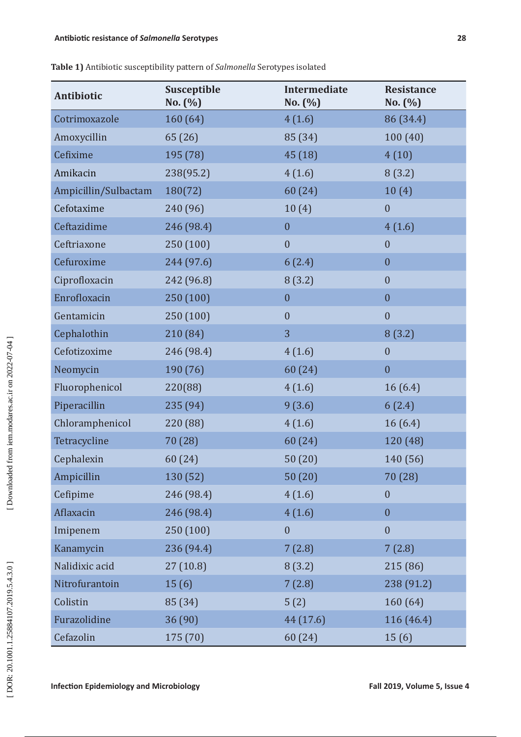**Table 1)** Antibiotic susceptibility pattern of *Salmonella* Serotypes isolated

| Antibiotic | Susceptible No. (%) | Intermediate No. (%) | Resistance No. (%) |
|---|---|---|---|
| Cotrimoxazole | 160 (64) | 4 (1.6) | 86 (34.4) |
| Amoxycillin | 65 (26) | 85 (34) | 100 (40) |
| Cefixime | 195 (78) | 45 (18) | 4 (10) |
| Amikacin | 238(95.2) | 4 (1.6) | 8 (3.2) |
| Ampicillin/Sulbactam | 180(72) | 60 (24) | 10 (4) |
| Cefotaxime | 240 (96) | 10 (4) | 0 |
| Ceftazidime | 246 (98.4) | 0 | 4 (1.6) |
| Ceftriaxone | 250 (100) | 0 | 0 |
| Cefuroxime | 244 (97.6) | 6 (2.4) | 0 |
| Ciprofloxacin | 242 (96.8) | 8 (3.2) | 0 |
| Enrofloxacin | 250 (100) | 0 | 0 |
| Gentamicin | 250 (100) | 0 | 0 |
| Cephalothin | 210 (84) | 3 | 8 (3.2) |
| Cefotizoxime | 246 (98.4) | 4 (1.6) | 0 |
| Neomycin | 190 (76) | 60 (24) | 0 |
| Fluorophenicol | 220(88) | 4 (1.6) | 16 (6.4) |
| Piperacillin | 235 (94) | 9 (3.6) | 6 (2.4) |
| Chloramphenicol | 220 (88) | 4 (1.6) | 16 (6.4) |
| Tetracycline | 70 (28) | 60 (24) | 120 (48) |
| Cephalexin | 60 (24) | 50 (20) | 140 (56) |
| Ampicillin | 130 (52) | 50 (20) | 70 (28) |
| Cefipime | 246 (98.4) | 4 (1.6) | 0 |
| Aflaxacin | 246 (98.4) | 4 (1.6) | 0 |
| Imipenem | 250 (100) | 0 | 0 |
| Kanamycin | 236 (94.4) | 7 (2.8) | 7 (2.8) |
| Nalidixic acid | 27 (10.8) | 8 (3.2) | 215 (86) |
| Nitrofurantoin | 15 (6) | 7 (2.8) | 238 (91.2) |
| Colistin | 85 (34) | 5 (2) | 160 (64) |
| Furazolidine | 36 (90) | 44 (17.6) | 116 (46.4) |
| Cefazolin | 175 (70) | 60 (24) | 15 (6) |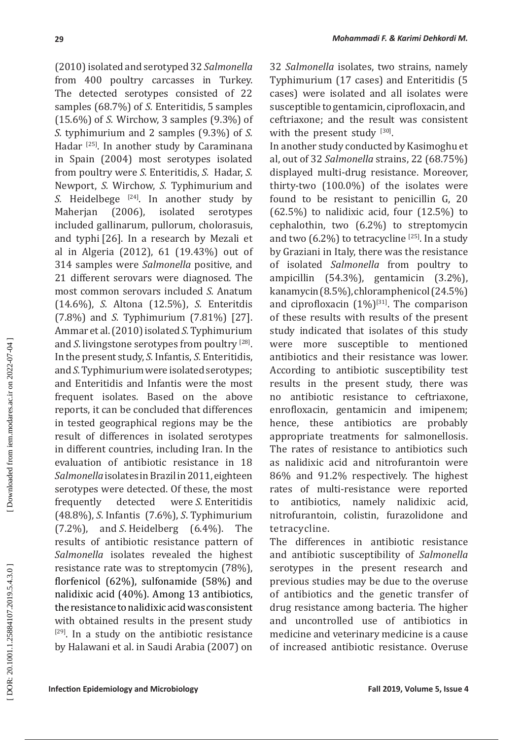(2010) isolated and serotyped 32 *Salmonella* from 400 poultry carcasses in Turkey. The detected serotypes consisted of 22 samples (68.7%) of *S.* Enteritidis, 5 samples (15.6%) of *S.* Wirchow, 3 samples (9.3%) of *S.* typhimurium and 2 samples (9.3%) of *S.* Hadar [25]. In another study by Caraminana in Spain (2004) most serotypes isolated from poultry were *S.* Enteritidis, *S.* Hadar, *S.* Newport, *S.* Wirchow, *S.* Typhimurium and *S.* Heidelbege [24]. In another study by Maherjan (2006), isolated serotypes included gallinarum, pullorum, cholorasuis, and typhi [26]. In a research by Mezali et al in Algeria (2012), 61 (19.43%) out of 314 samples were *Salmonella* positive, and 21 different serovars were diagnosed. The most common serovars included *S.* Anatum (14.6%), *S.* Altona (12.5%), *S.* Enteritdis (7.8%) and *S.* Typhimurium (7.81%) [27]. Ammar et al. (2010) isolated *S.* Typhimurium and *S.* livingstone serotypes from poultry [28]. In the present study, *S.* Infantis, *S.* Enteritidis, and *S.* Typhimurium were isolated serotypes; and Enteritidis and Infantis were the most frequent isolates. Based on the above reports, it can be concluded that differences in tested geographical regions may be the result of differences in isolated serotypes in different countries, including Iran. In the evaluation of antibiotic resistance in 18 *Salmonella* isolates in Brazil in 2011, eighteen serotypes were detected. Of these, the most frequently detected were *S.* Enteritidis (48.8%), *S.* Infantis (7.6%), *S.* Typhimurium (7.2%), and *S.* Heidelberg (6.4%). The results of antibiotic resistance pattern of *Salmonella* isolates revealed the highest resistance rate was to streptomycin (78%), florfenicol (62%), sulfonamide (58%) and nalidixic acid (40%). Among 13 antibiotics, the resistance to nalidixic acid was consistent with obtained results in the present study [29]. In a study on the antibiotic resistance by Halawani et al. in Saudi Arabia (2007) on 32 *Salmonella* isolates, two strains, namely Typhimurium (17 cases) and Enteritidis (5 cases) were isolated and all isolates were susceptible to gentamicin, ciprofloxacin, and ceftriaxone; and the result was consistent with the present study [30].

In another study conducted by Kasimoghu et al, out of 32 *Salmonella* strains, 22 (68.75%) displayed multi-drug resistance. Moreover, thirty-two (100.0%) of the isolates were found to be resistant to penicillin G, 20 (62.5%) to nalidixic acid, four (12.5%) to cephalothin, two (6.2%) to streptomycin and two (6.2%) to tetracycline [25]. In a study by Graziani in Italy, there was the resistance of isolated *Salmonella* from poultry to ampicillin (54.3%), gentamicin (3.2%), kanamycin (8.5%), chloramphenicol (24.5%) and ciprofloxacin (1%)[31]. The comparison of these results with results of the present study indicated that isolates of this study were more susceptible to mentioned antibiotics and their resistance was lower. According to antibiotic susceptibility test results in the present study, there was no antibiotic resistance to ceftriaxone, enrofloxacin, gentamicin and imipenem; hence, these antibiotics are probably appropriate treatments for salmonellosis. The rates of resistance to antibiotics such as nalidixic acid and nitrofurantoin were 86% and 91.2% respectively. The highest rates of multi-resistance were reported to antibiotics, namely nalidixic acid, nitrofurantoin, colistin, furazolidone and tetracycline.

The differences in antibiotic resistance and antibiotic susceptibility of *Salmonella* serotypes in the present research and previous studies may be due to the overuse of antibiotics and the genetic transfer of drug resistance among bacteria. The higher and uncontrolled use of antibiotics in medicine and veterinary medicine is a cause of increased antibiotic resistance. Overuse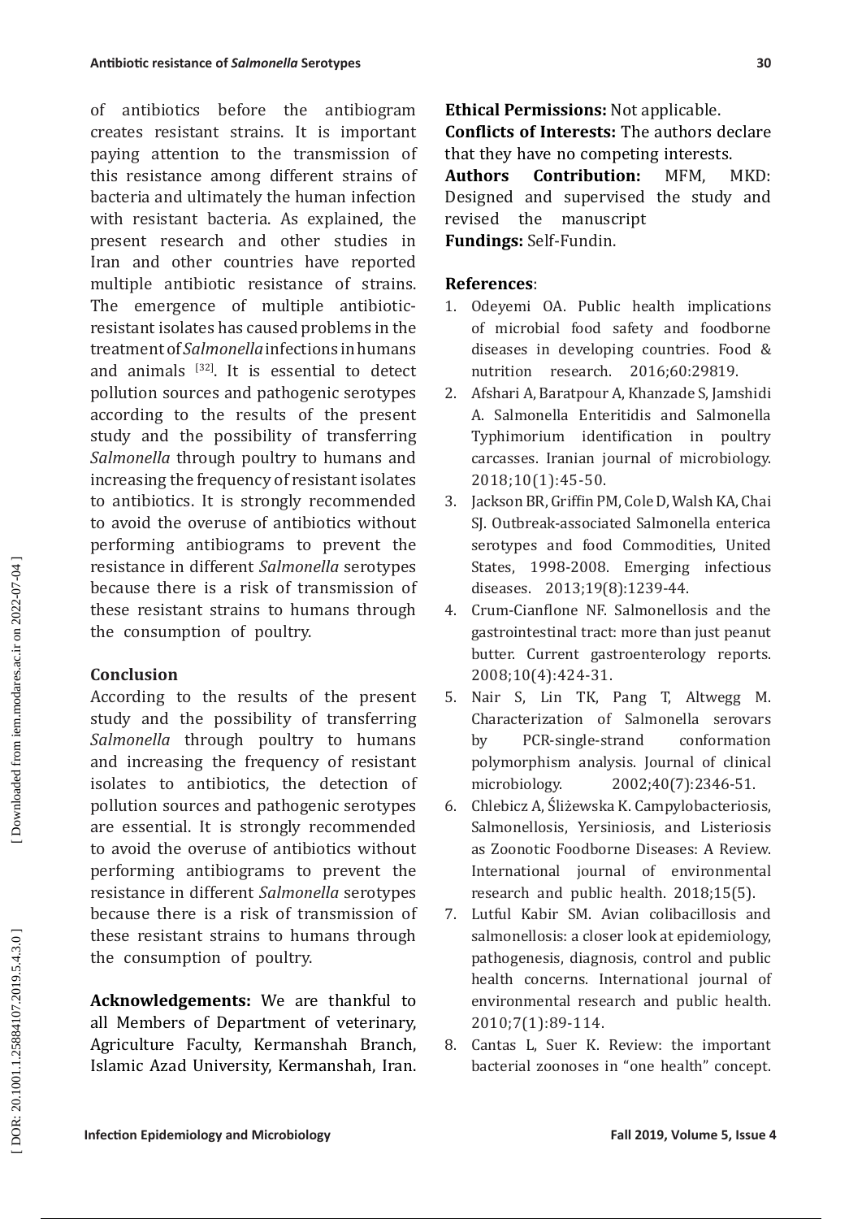of antibiotics before the antibiogram creates resistant strains. It is important paying attention to the transmission of this resistance among different strains of bacteria and ultimately the human infection with resistant bacteria. As explained, the present research and other studies in Iran and other countries have reported multiple antibiotic resistance of strains. The emergence of multiple antibiotic-resistant isolates has caused problems in the treatment of *Salmonella* infections in humans and animals [32]. It is essential to detect pollution sources and pathogenic serotypes according to the results of the present study and the possibility of transferring *Salmonella* through poultry to humans and increasing the frequency of resistant isolates to antibiotics. It is strongly recommended to avoid the overuse of antibiotics without performing antibiograms to prevent the resistance in different *Salmonella* serotypes because there is a risk of transmission of these resistant strains to humans through the consumption of poultry.

## Conclusion

According to the results of the present study and the possibility of transferring *Salmonella* through poultry to humans and increasing the frequency of resistant isolates to antibiotics, the detection of pollution sources and pathogenic serotypes are essential. It is strongly recommended to avoid the overuse of antibiotics without performing antibiograms to prevent the resistance in different *Salmonella* serotypes because there is a risk of transmission of these resistant strains to humans through the consumption of poultry.

**Acknowledgements:** We are thankful to all Members of Department of veterinary, Agriculture Faculty, Kermanshah Branch, Islamic Azad University, Kermanshah, Iran.

**Ethical Permissions:** Not applicable.

**Conflicts of Interests:** The authors declare that they have no competing interests.

**Authors Contribution:** MFM, MKD: Designed and supervised the study and revised the manuscript

**Fundings:** Self-Fundin.

## References:

1. Odeyemi OA. Public health implications of microbial food safety and foodborne diseases in developing countries. Food & nutrition research. 2016;60:29819.
2. Afshari A, Baratpour A, Khanzade S, Jamshidi A. Salmonella Enteritidis and Salmonella Typhimorium identification in poultry carcasses. Iranian journal of microbiology. 2018;10(1):45-50.
3. Jackson BR, Griffin PM, Cole D, Walsh KA, Chai SJ. Outbreak-associated Salmonella enterica serotypes and food Commodities, United States, 1998-2008. Emerging infectious diseases. 2013;19(8):1239-44.
4. Crum-Cianflone NF. Salmonellosis and the gastrointestinal tract: more than just peanut butter. Current gastroenterology reports. 2008;10(4):424-31.
5. Nair S, Lin TK, Pang T, Altwegg M. Characterization of Salmonella serovars by PCR-single-strand conformation polymorphism analysis. Journal of clinical microbiology. 2002;40(7):2346-51.
6. Chlebicz A, Śliżewska K. Campylobacteriosis, Salmonellosis, Yersiniosis, and Listeriosis as Zoonotic Foodborne Diseases: A Review. International journal of environmental research and public health. 2018;15(5).
7. Lutful Kabir SM. Avian colibacillosis and salmonellosis: a closer look at epidemiology, pathogenesis, diagnosis, control and public health concerns. International journal of environmental research and public health. 2010;7(1):89-114.
8. Cantas L, Suer K. Review: the important bacterial zoonoses in "one health" concept.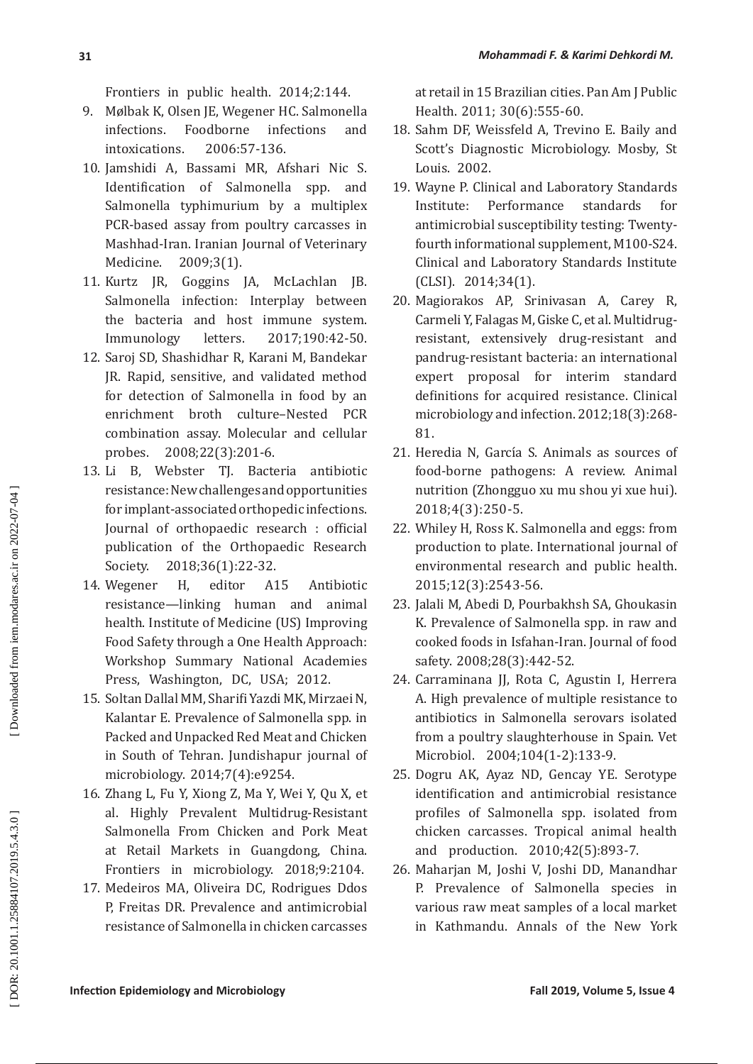Frontiers in public health. 2014;2:144.

9. Mølbak K, Olsen JE, Wegener HC. Salmonella infections. Foodborne infections and intoxications. 2006:57-136.
10. Jamshidi A, Bassami MR, Afshari Nic S. Identification of Salmonella spp. and Salmonella typhimurium by a multiplex PCR-based assay from poultry carcasses in Mashhad-Iran. Iranian Journal of Veterinary Medicine. 2009;3(1).
11. Kurtz JR, Goggins JA, McLachlan JB. Salmonella infection: Interplay between the bacteria and host immune system. Immunology letters. 2017;190:42-50.
12. Saroj SD, Shashidhar R, Karani M, Bandekar JR. Rapid, sensitive, and validated method for detection of Salmonella in food by an enrichment broth culture–Nested PCR combination assay. Molecular and cellular probes. 2008;22(3):201-6.
13. Li B, Webster TJ. Bacteria antibiotic resistance: New challenges and opportunities for implant-associated orthopedic infections. Journal of orthopaedic research : official publication of the Orthopaedic Research Society. 2018;36(1):22-32.
14. Wegener H, editor A15 Antibiotic resistance—linking human and animal health. Institute of Medicine (US) Improving Food Safety through a One Health Approach: Workshop Summary National Academies Press, Washington, DC, USA; 2012.
15. Soltan Dallal MM, Sharifi Yazdi MK, Mirzaei N, Kalantar E. Prevalence of Salmonella spp. in Packed and Unpacked Red Meat and Chicken in South of Tehran. Jundishapur journal of microbiology. 2014;7(4):e9254.
16. Zhang L, Fu Y, Xiong Z, Ma Y, Wei Y, Qu X, et al. Highly Prevalent Multidrug-Resistant Salmonella From Chicken and Pork Meat at Retail Markets in Guangdong, China. Frontiers in microbiology. 2018;9:2104.
17. Medeiros MA, Oliveira DC, Rodrigues Ddos P, Freitas DR. Prevalence and antimicrobial resistance of Salmonella in chicken carcasses at retail in 15 Brazilian cities. Pan Am J Public Health. 2011; 30(6):555-60.
18. Sahm DF, Weissfeld A, Trevino E. Baily and Scott's Diagnostic Microbiology. Mosby, St Louis. 2002.
19. Wayne P. Clinical and Laboratory Standards Institute: Performance standards for antimicrobial susceptibility testing: Twenty-fourth informational supplement, M100-S24. Clinical and Laboratory Standards Institute (CLSI). 2014;34(1).
20. Magiorakos AP, Srinivasan A, Carey R, Carmeli Y, Falagas M, Giske C, et al. Multidrug-resistant, extensively drug-resistant and pandrug-resistant bacteria: an international expert proposal for interim standard definitions for acquired resistance. Clinical microbiology and infection. 2012;18(3):268-81.
21. Heredia N, García S. Animals as sources of food-borne pathogens: A review. Animal nutrition (Zhongguo xu mu shou yi xue hui). 2018;4(3):250-5.
22. Whiley H, Ross K. Salmonella and eggs: from production to plate. International journal of environmental research and public health. 2015;12(3):2543-56.
23. Jalali M, Abedi D, Pourbakhsh SA, Ghoukasin K. Prevalence of Salmonella spp. in raw and cooked foods in Isfahan-Iran. Journal of food safety. 2008;28(3):442-52.
24. Carraminana JJ, Rota C, Agustin I, Herrera A. High prevalence of multiple resistance to antibiotics in Salmonella serovars isolated from a poultry slaughterhouse in Spain. Vet Microbiol. 2004;104(1-2):133-9.
25. Dogru AK, Ayaz ND, Gencay YE. Serotype identification and antimicrobial resistance profiles of Salmonella spp. isolated from chicken carcasses. Tropical animal health and production. 2010;42(5):893-7.
26. Maharjan M, Joshi V, Joshi DD, Manandhar P. Prevalence of Salmonella species in various raw meat samples of a local market in Kathmandu. Annals of the New York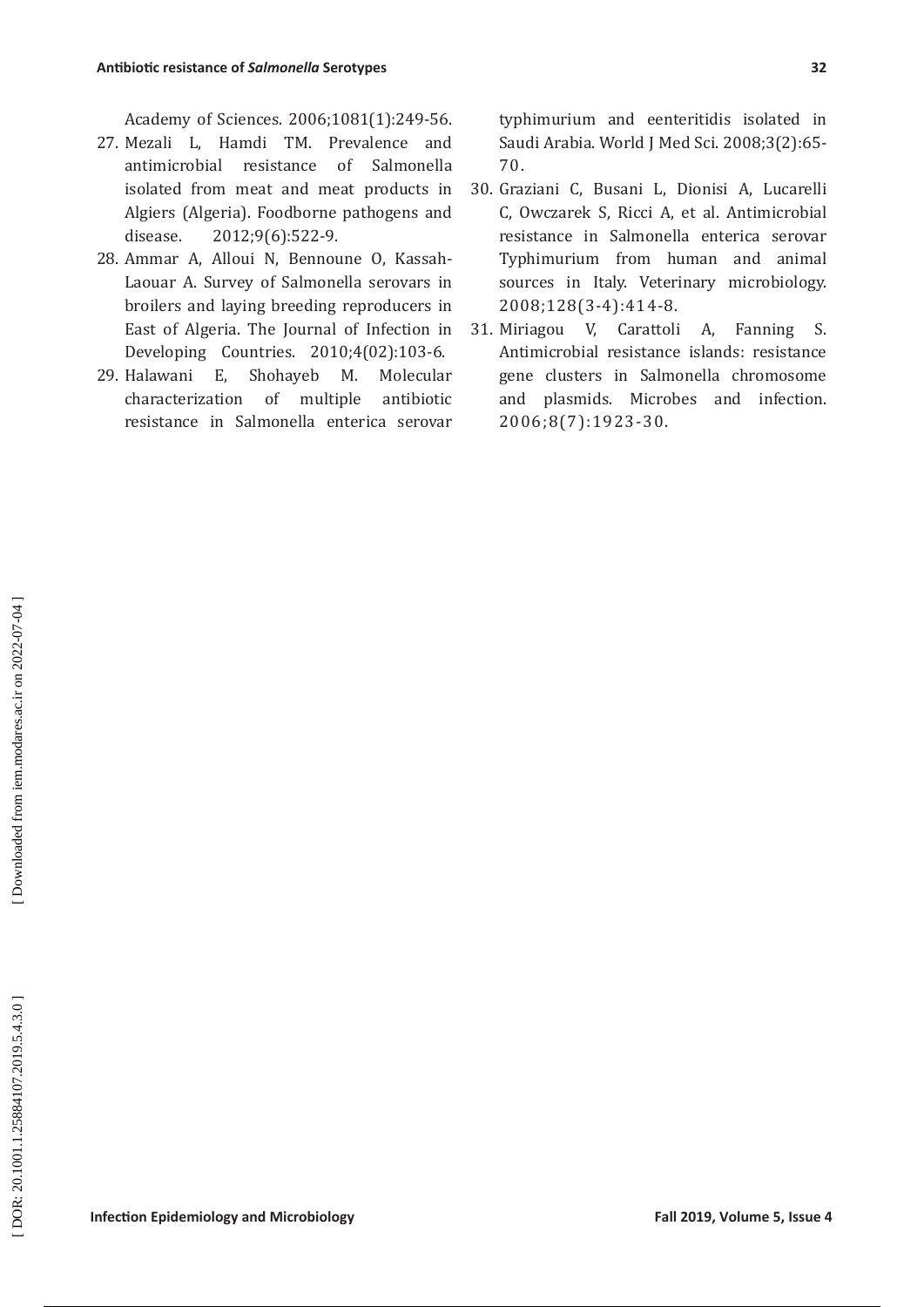Academy of Sciences. 2006;1081(1):249-56.

27. Mezali L, Hamdi TM. Prevalence and antimicrobial resistance of Salmonella isolated from meat and meat products in Algiers (Algeria). Foodborne pathogens and disease. 2012;9(6):522-9.
28. Ammar A, Alloui N, Bennoune O, Kassah-Laouar A. Survey of Salmonella serovars in broilers and laying breeding reproducers in East of Algeria. The Journal of Infection in Developing Countries. 2010;4(02):103-6.
29. Halawani E, Shohayeb M. Molecular characterization of multiple antibiotic resistance in Salmonella enterica serovar typhimurium and eenteritidis isolated in Saudi Arabia. World J Med Sci. 2008;3(2):65-70.
30. Graziani C, Busani L, Dionisi A, Lucarelli C, Owczarek S, Ricci A, et al. Antimicrobial resistance in Salmonella enterica serovar Typhimurium from human and animal sources in Italy. Veterinary microbiology. 2008;128(3-4):414-8.
31. Miriagou V, Carattoli A, Fanning S. Antimicrobial resistance islands: resistance gene clusters in Salmonella chromosome and plasmids. Microbes and infection. 2006;8(7):1923-30.